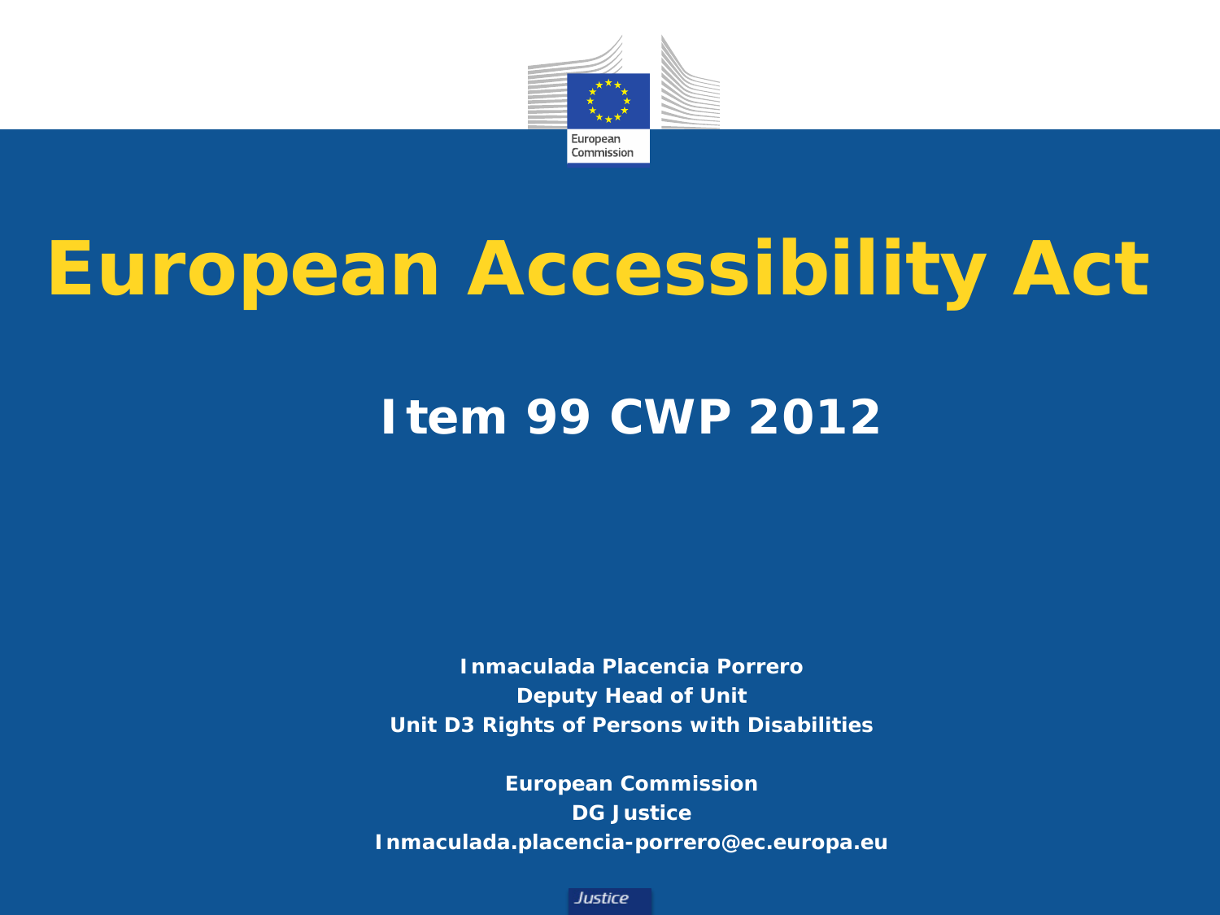# European Accessibility Act

## Item 99 CWP 2012

**Inmaculada Placencia Porrero**
**Deputy Head of Unit**
**Unit D3 Rights of Persons with Disabilities**

**European Commission**
**DG Justice**
**Inmaculada.placencia-porrero@ec.europa.eu**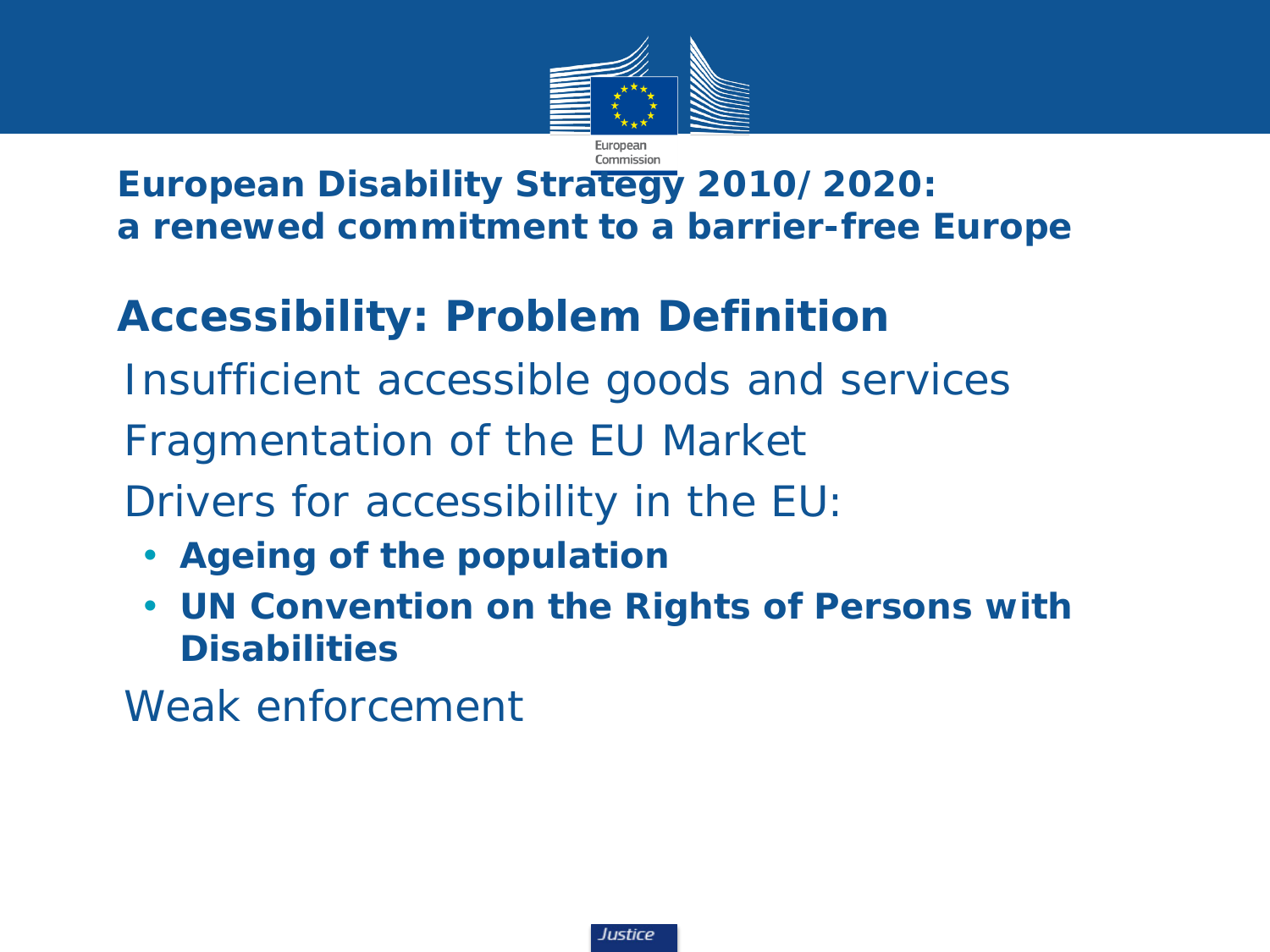## European Disability Strategy 2010/ 2020: a renewed commitment to a barrier-free Europe

## Accessibility: Problem Definition

Insufficient accessible goods and services

Fragmentation of the EU Market

Drivers for accessibility in the EU:

- **Ageing of the population**
- **UN Convention on the Rights of Persons with Disabilities**

Weak enforcement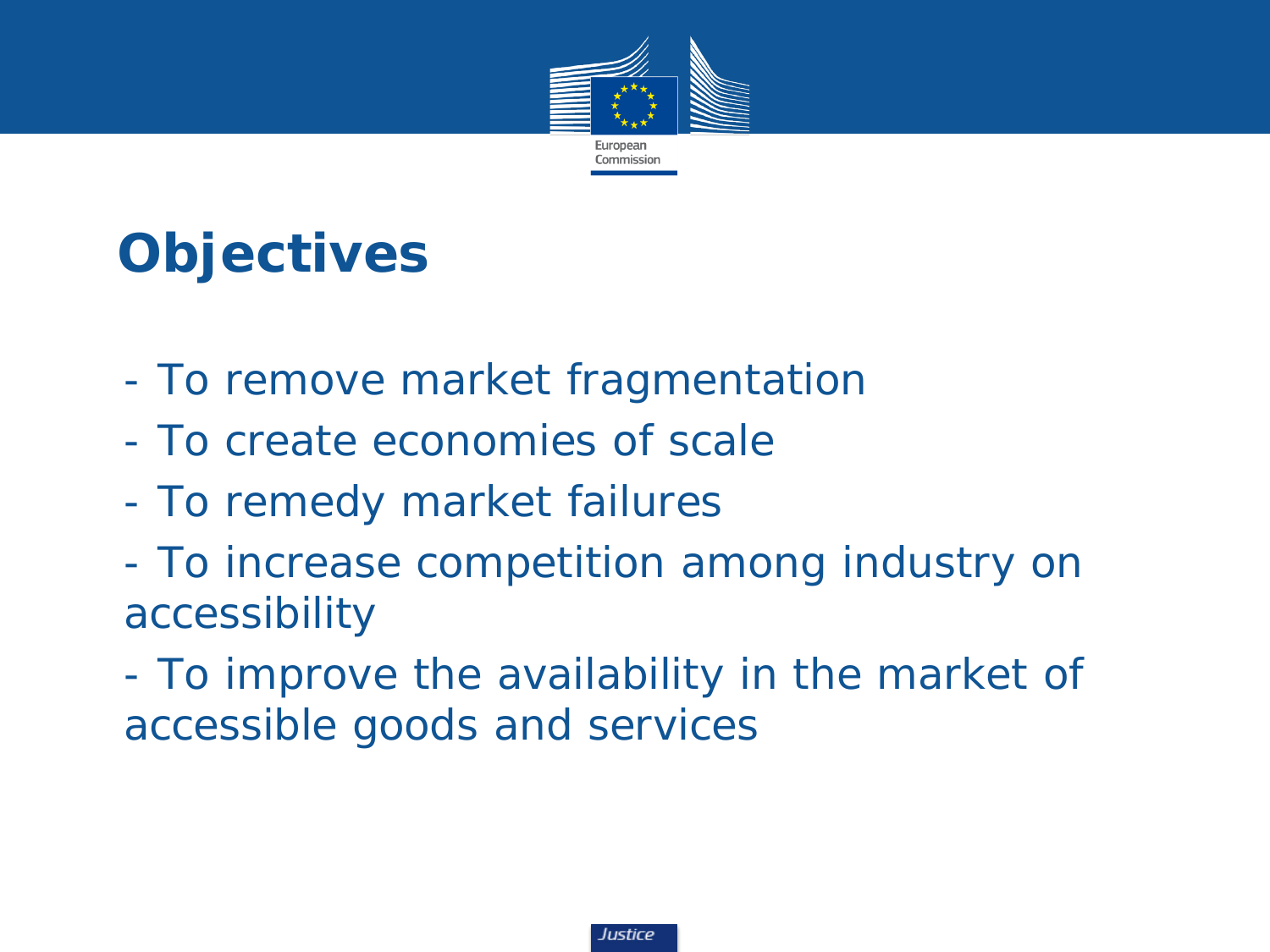# Objectives

- To remove market fragmentation
- To create economies of scale
- To remedy market failures
- To increase competition among industry on accessibility
- To improve the availability in the market of accessible goods and services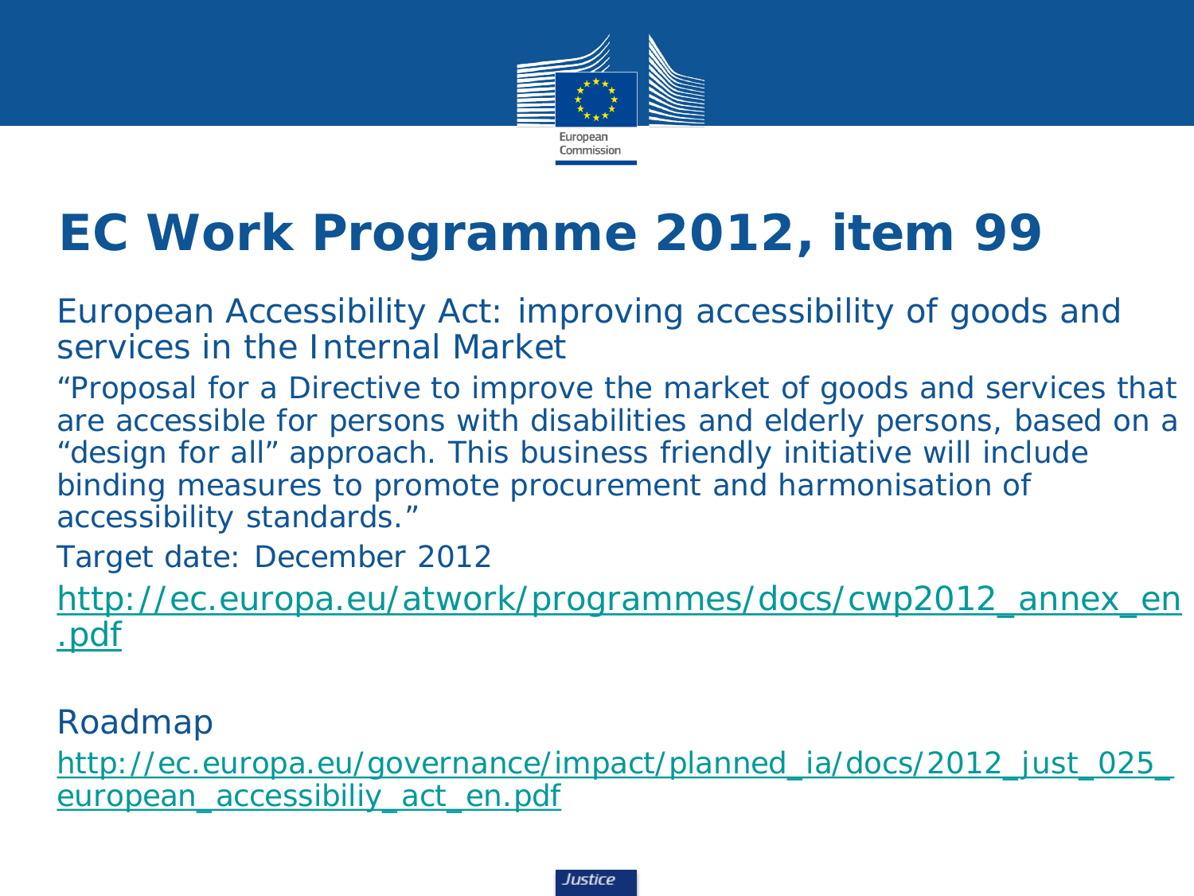# EC Work Programme 2012, item 99

European Accessibility Act: improving accessibility of goods and services in the Internal Market

"Proposal for a Directive to improve the market of goods and services that are accessible for persons with disabilities and elderly persons, based on a "design for all" approach. This business friendly initiative will include binding measures to promote procurement and harmonisation of accessibility standards."

Target date: December 2012

http://ec.europa.eu/atwork/programmes/docs/cwp2012_annex_en.pdf

Roadmap

http://ec.europa.eu/governance/impact/planned_ia/docs/2012_just_025_european_accessibiliy_act_en.pdf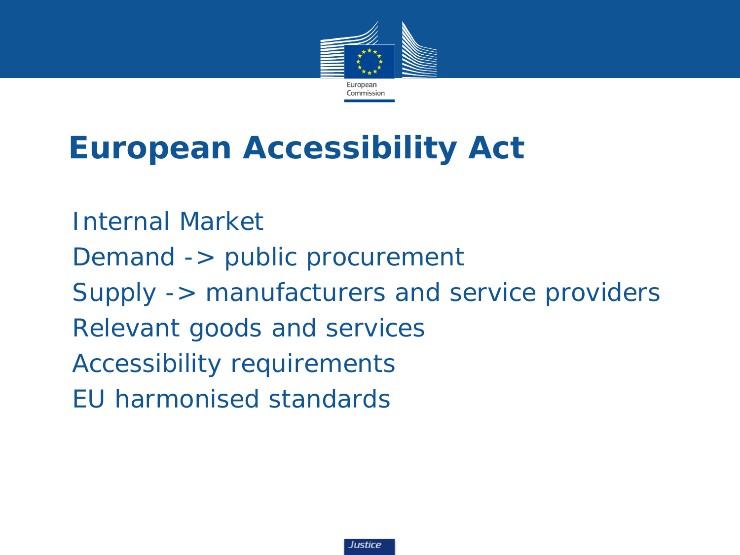# European Accessibility Act

- Internal Market
- Demand -> public procurement
- Supply -> manufacturers and service providers
- Relevant goods and services
- Accessibility requirements
- EU harmonised standards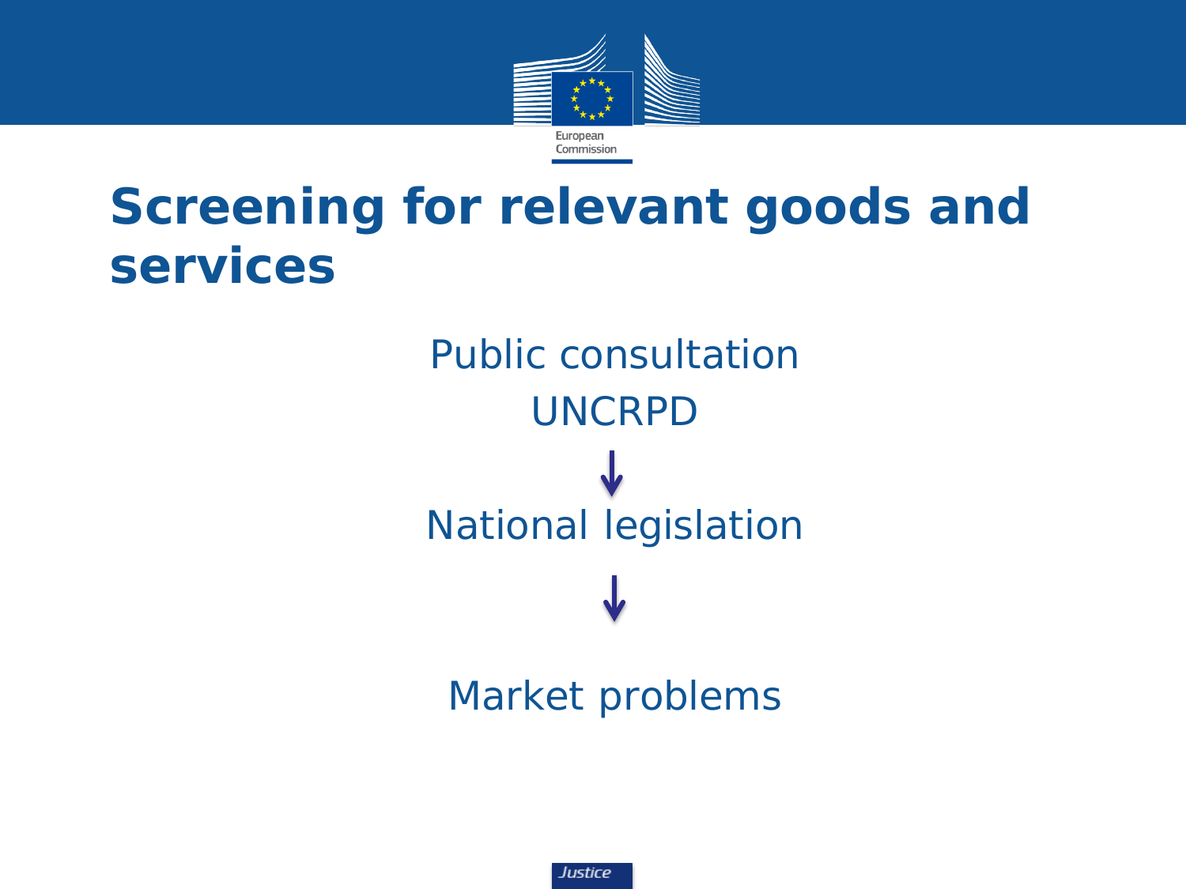# Screening for relevant goods and services

Public consultation

UNCRPD

↓

National legislation

↓

Market problems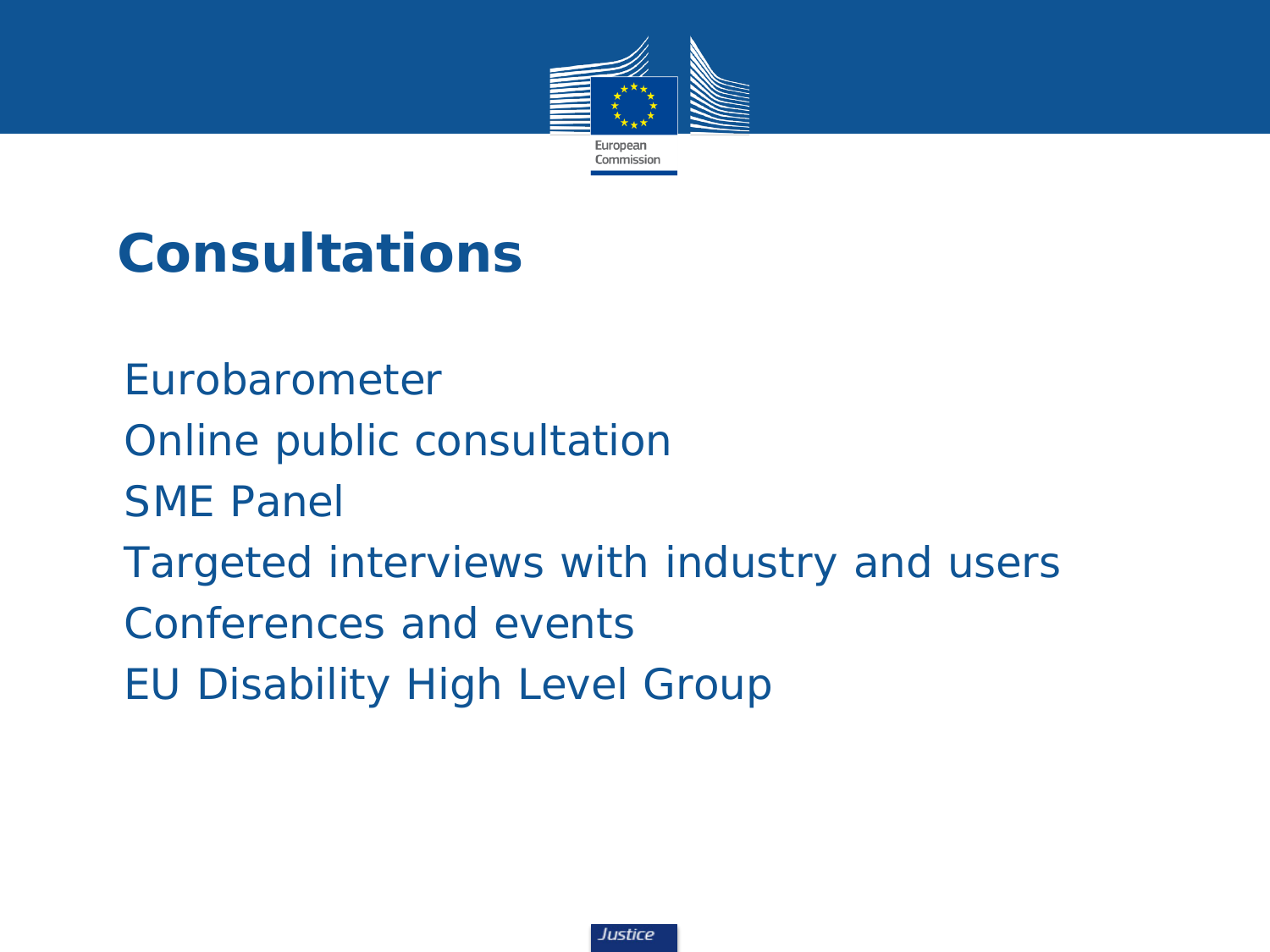# Consultations

- Eurobarometer
- Online public consultation
- SME Panel
- Targeted interviews with industry and users
- Conferences and events
- EU Disability High Level Group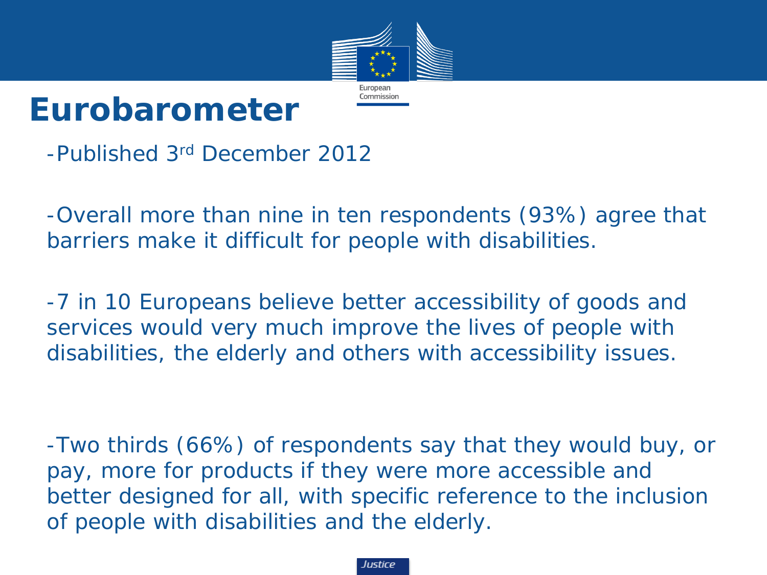# Eurobarometer

-Published 3rd December 2012

-Overall more than nine in ten respondents (93%) agree that barriers make it difficult for people with disabilities.

-7 in 10 Europeans believe better accessibility of goods and services would very much improve the lives of people with disabilities, the elderly and others with accessibility issues.

-Two thirds (66%) of respondents say that they would buy, or pay, more for products if they were more accessible and better designed for all, with specific reference to the inclusion of people with disabilities and the elderly.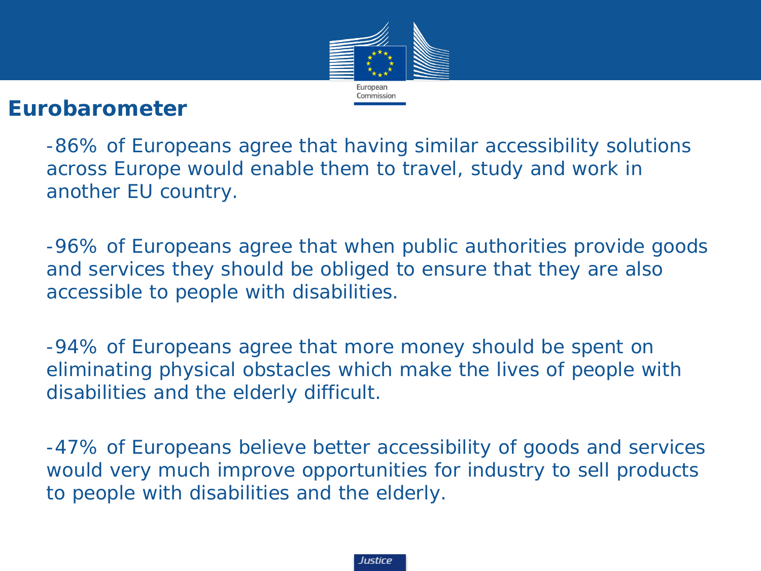# Eurobarometer

-86% of Europeans agree that having similar accessibility solutions across Europe would enable them to travel, study and work in another EU country.

-96% of Europeans agree that when public authorities provide goods and services they should be obliged to ensure that they are also accessible to people with disabilities.

-94% of Europeans agree that more money should be spent on eliminating physical obstacles which make the lives of people with disabilities and the elderly difficult.

-47% of Europeans believe better accessibility of goods and services would very much improve opportunities for industry to sell products to people with disabilities and the elderly.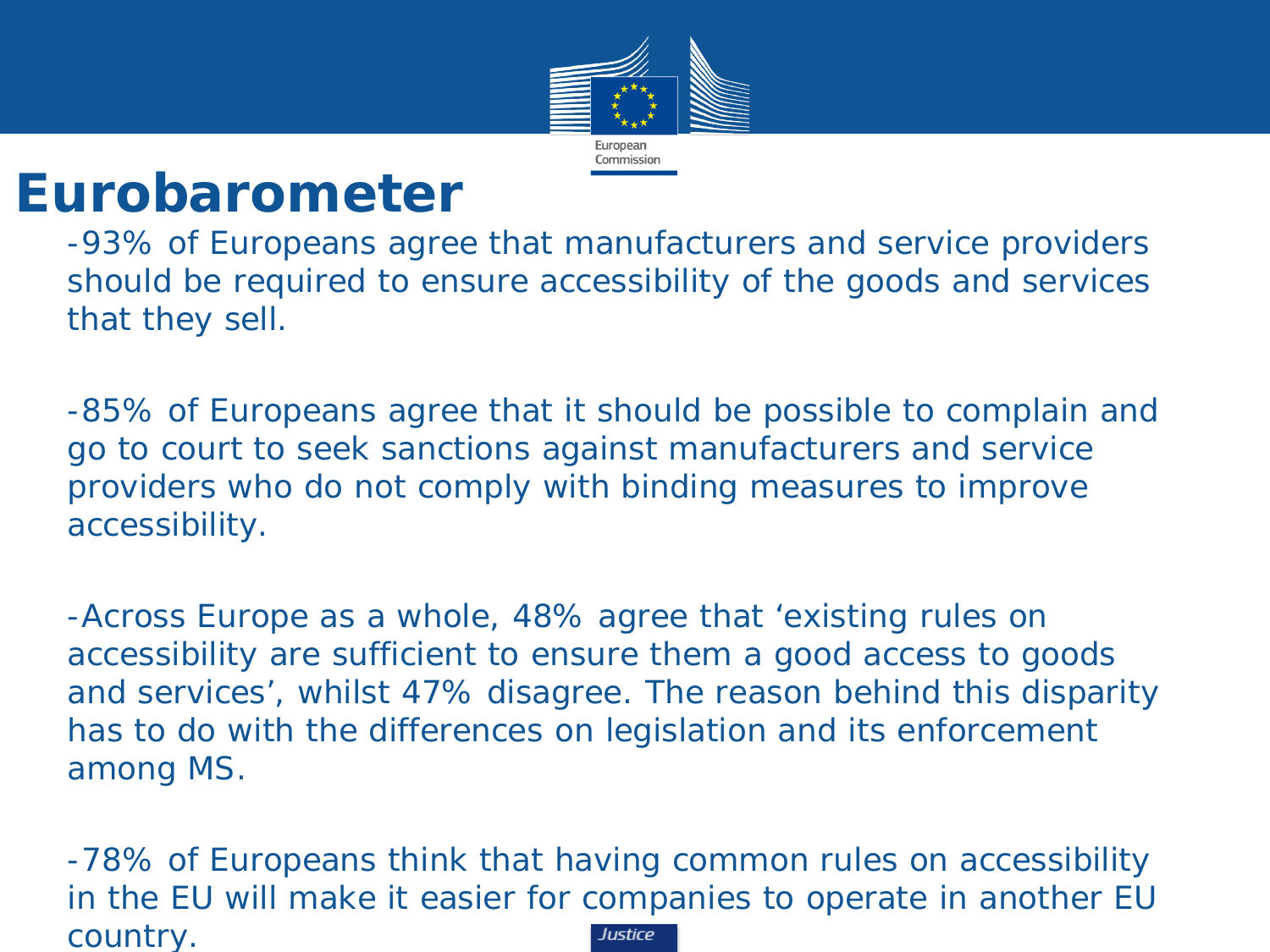# Eurobarometer

-93% of Europeans agree that manufacturers and service providers should be required to ensure accessibility of the goods and services that they sell.

-85% of Europeans agree that it should be possible to complain and go to court to seek sanctions against manufacturers and service providers who do not comply with binding measures to improve accessibility.

-Across Europe as a whole, 48% agree that 'existing rules on accessibility are sufficient to ensure them a good access to goods and services', whilst 47% disagree. The reason behind this disparity has to do with the differences on legislation and its enforcement among MS.

-78% of Europeans think that having common rules on accessibility in the EU will make it easier for companies to operate in another EU country.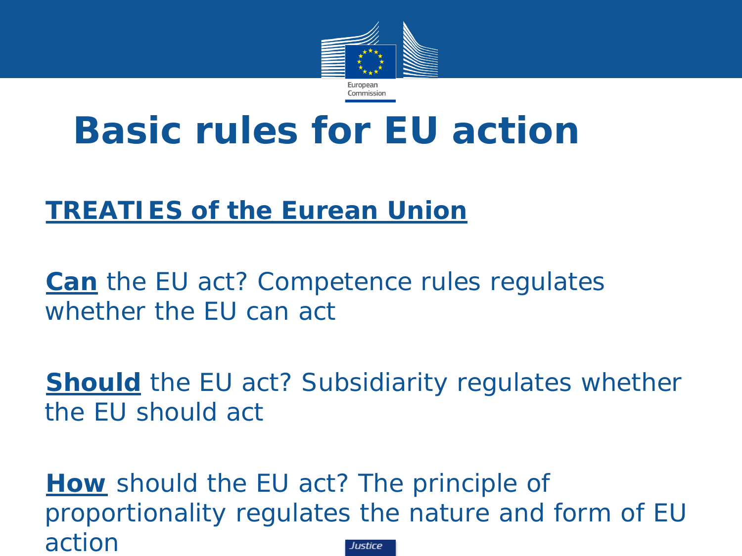# Basic rules for EU action

**TREATIES of the Eurean Union**

**Can** the EU act? Competence rules regulates whether the EU can act

**Should** the EU act? Subsidiarity regulates whether the EU should act

**How** should the EU act? The principle of proportionality regulates the nature and form of EU action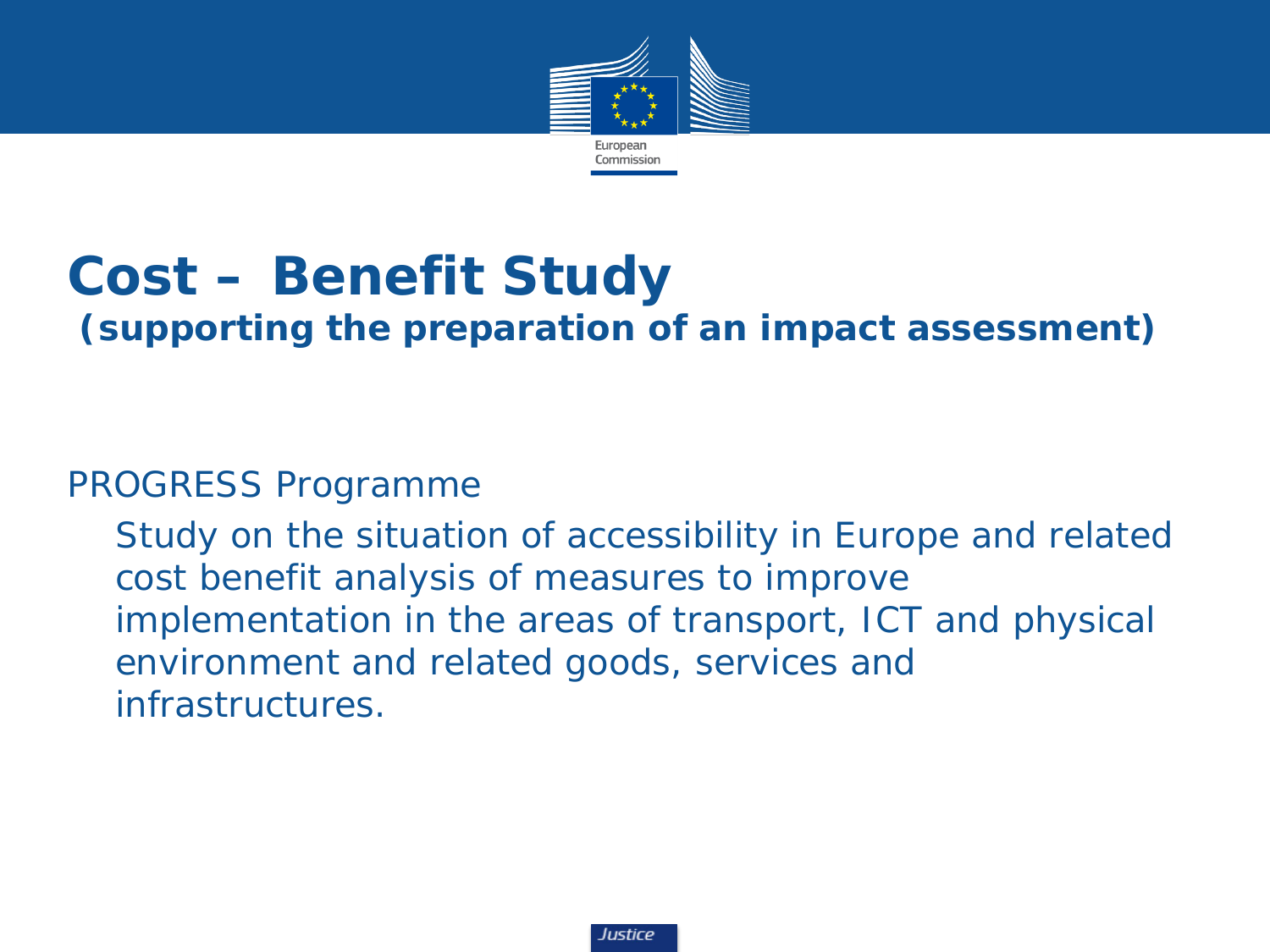# Cost – Benefit Study

**(supporting the preparation of an impact assessment)**

PROGRESS Programme

Study on the situation of accessibility in Europe and related cost benefit analysis of measures to improve implementation in the areas of transport, ICT and physical environment and related goods, services and infrastructures.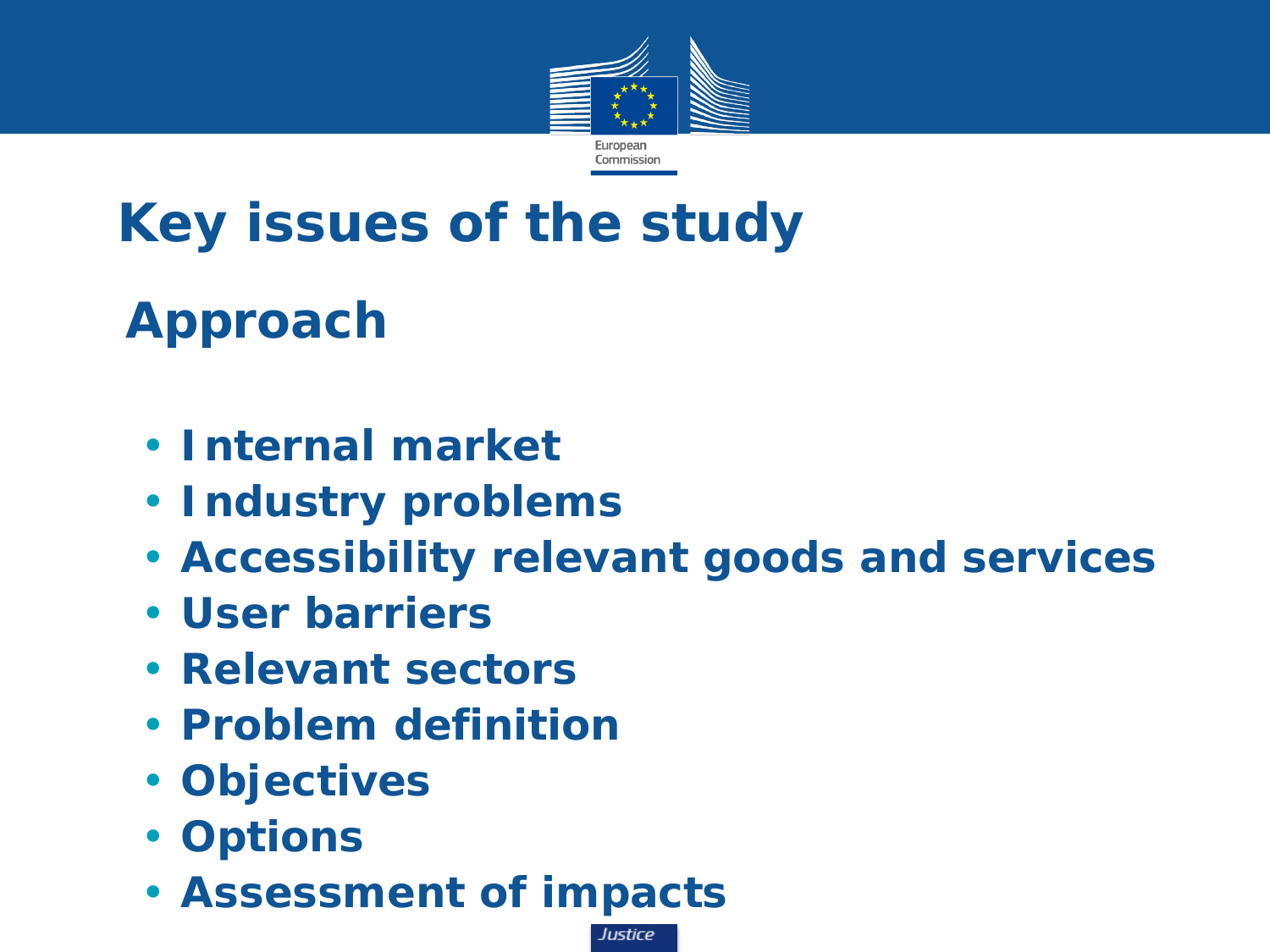# Key issues of the study

## Approach

- **Internal market**
- **Industry problems**
- **Accessibility relevant goods and services**
- **User barriers**
- **Relevant sectors**
- **Problem definition**
- **Objectives**
- **Options**
- **Assessment of impacts**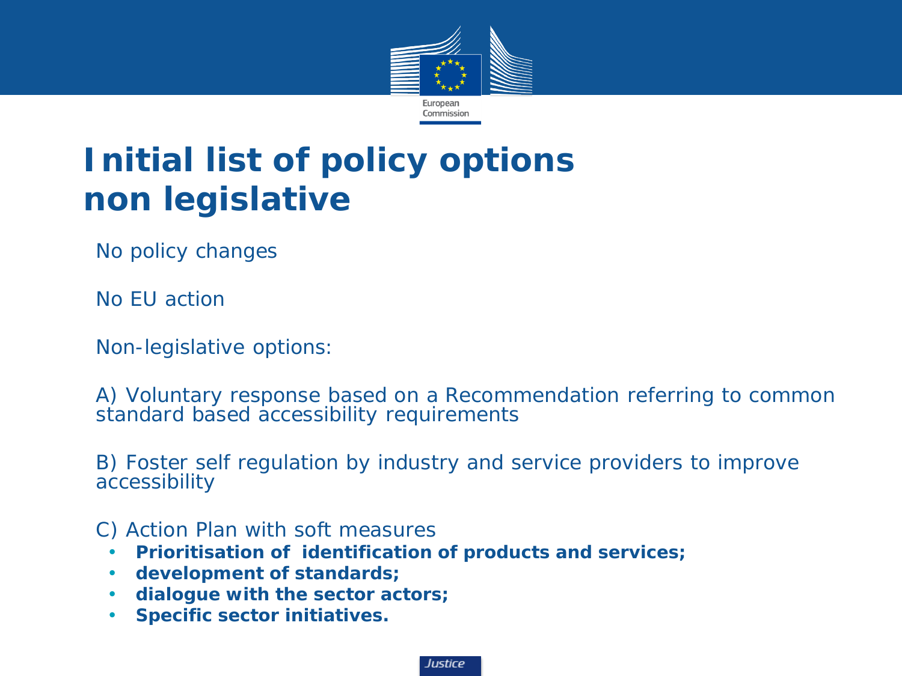# Initial list of policy options non legislative

No policy changes

No EU action

Non-legislative options:

A) Voluntary response based on a Recommendation referring to common standard based accessibility requirements

B) Foster self regulation by industry and service providers to improve accessibility

C) Action Plan with soft measures

- **Prioritisation of identification of products and services;**
- **development of standards;**
- **dialogue with the sector actors;**
- **Specific sector initiatives.**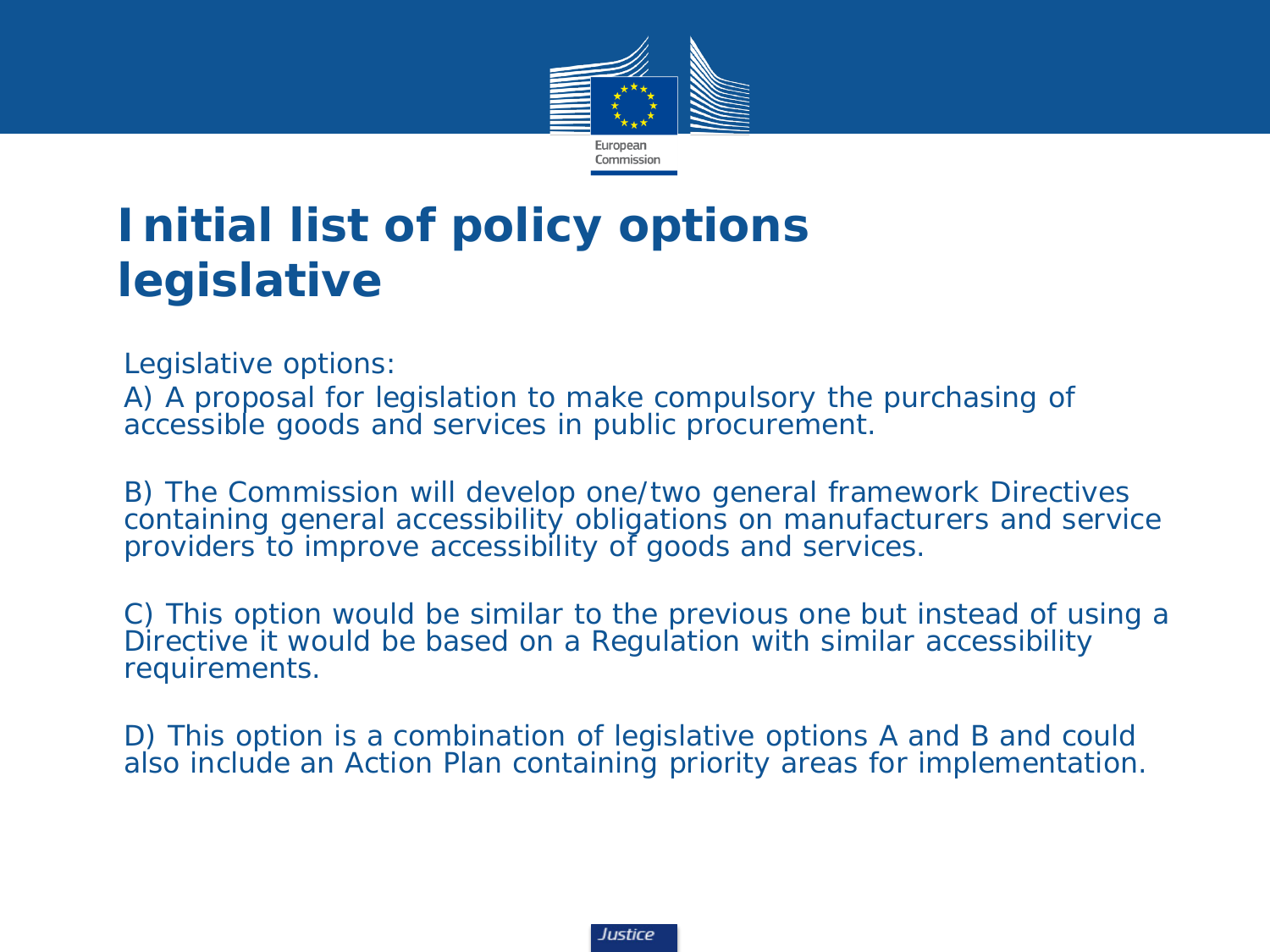# Initial list of policy options legislative

Legislative options:

A) A proposal for legislation to make compulsory the purchasing of accessible goods and services in public procurement.

B) The Commission will develop one/two general framework Directives containing general accessibility obligations on manufacturers and service providers to improve accessibility of goods and services.

C) This option would be similar to the previous one but instead of using a Directive it would be based on a Regulation with similar accessibility requirements.

D) This option is a combination of legislative options A and B and could also include an Action Plan containing priority areas for implementation.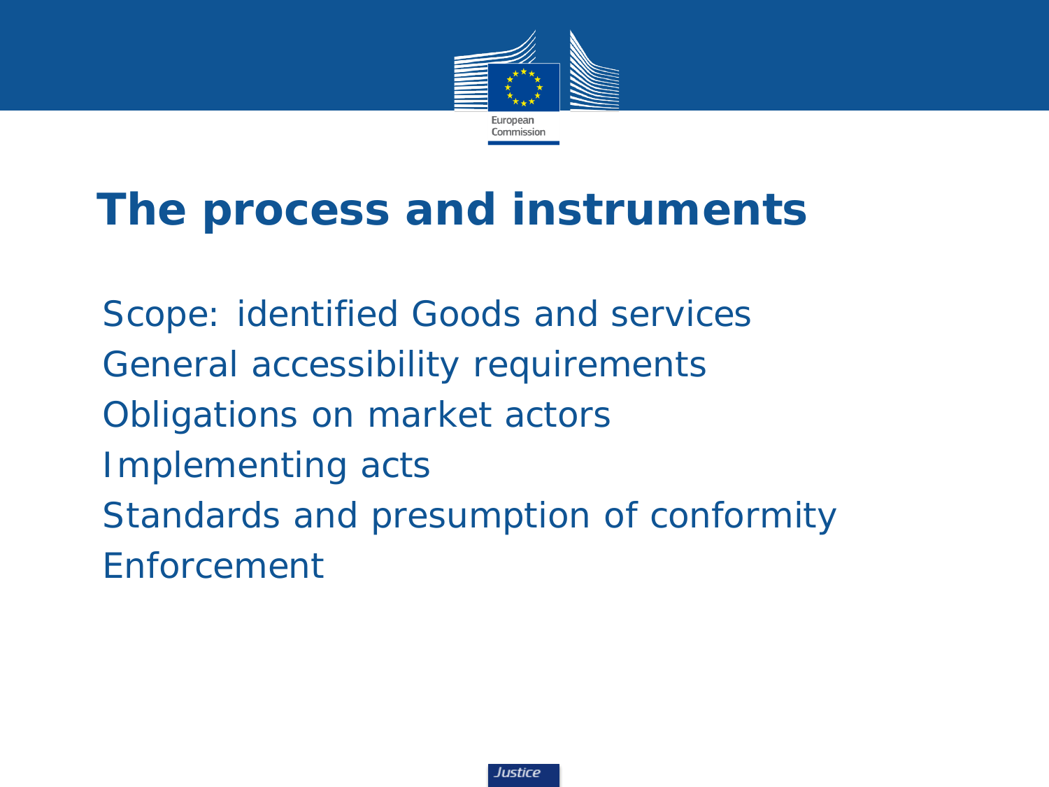# The process and instruments

Scope: identified Goods and services

General accessibility requirements

Obligations on market actors

Implementing acts

Standards and presumption of conformity

Enforcement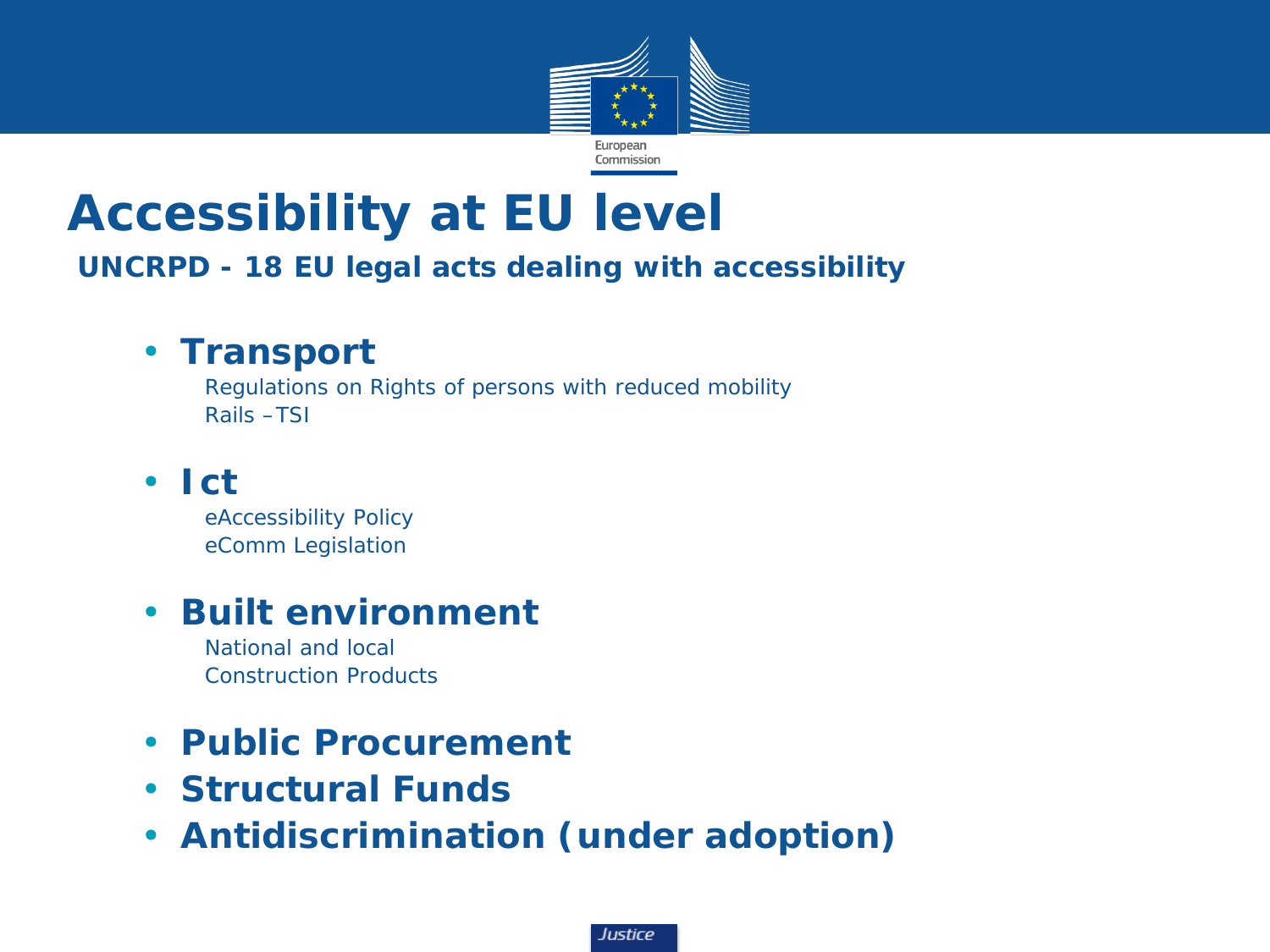# Accessibility at EU level

### UNCRPD - 18 EU legal acts dealing with accessibility

- **Transport**
  - Regulations on Rights of persons with reduced mobility
  - Rails –TSI
- **Ict**
  - eAccessibility Policy
  - eComm Legislation
- **Built environment**
  - National and local
  - Construction Products
- **Public Procurement**
- **Structural Funds**
- **Antidiscrimination (under adoption)**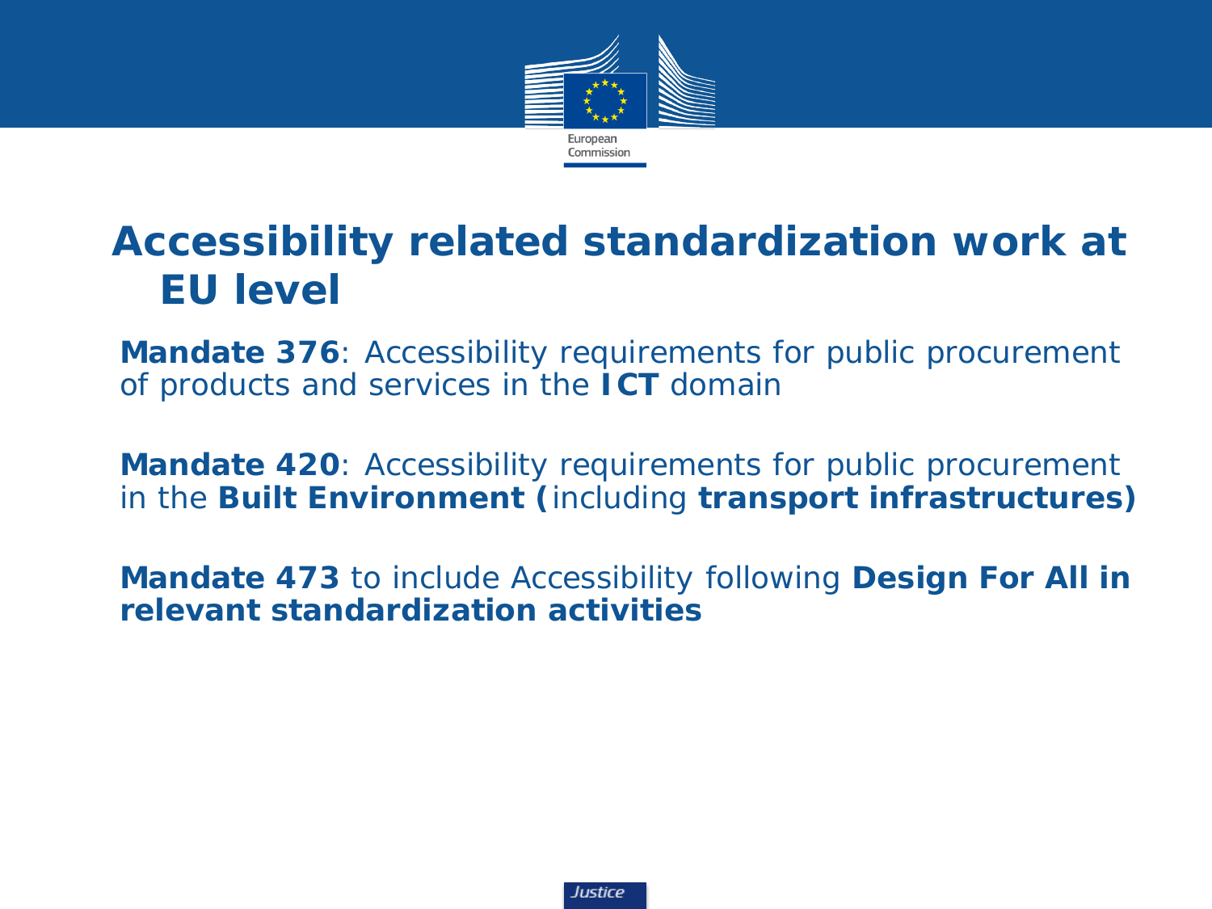# Accessibility related standardization work at EU level

**Mandate 376**: Accessibility requirements for public procurement of products and services in the **ICT** domain

**Mandate 420**: Accessibility requirements for public procurement in the **Built Environment (**including **transport infrastructures)**

**Mandate 473** to include Accessibility following **Design For All in relevant standardization activities**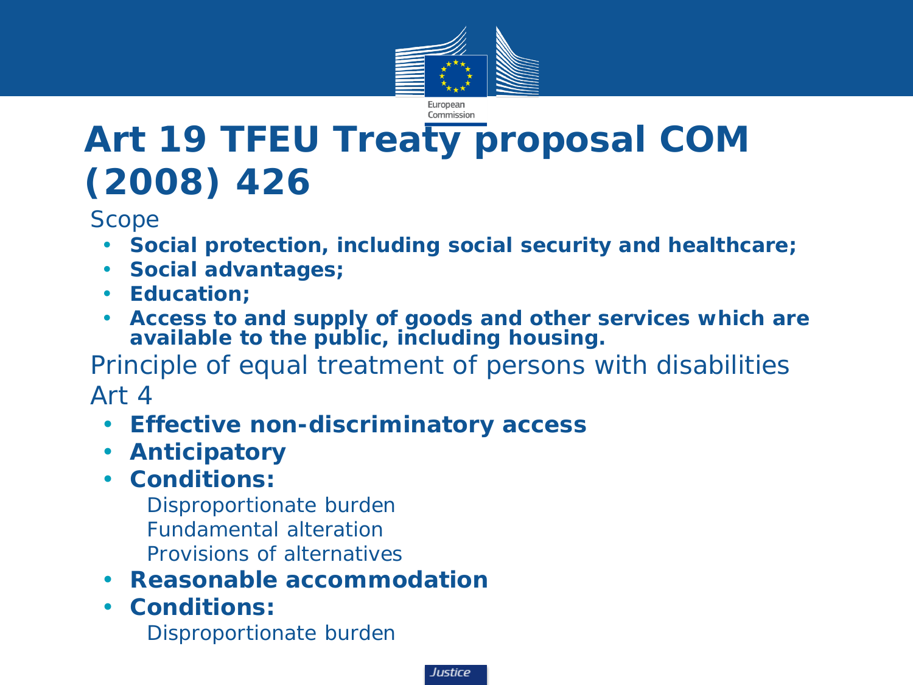# Art 19 TFEU Treaty proposal COM (2008) 426

Scope

- **Social protection, including social security and healthcare;**
- **Social advantages;**
- **Education;**
- **Access to and supply of goods and other services which are available to the public, including housing.**

Principle of equal treatment of persons with disabilities

Art 4

- **Effective non-discriminatory access**
- **Anticipatory**
- **Conditions:**
  - Disproportionate burden
  - Fundamental alteration
  - Provisions of alternatives
- **Reasonable accommodation**
- **Conditions:**
  - Disproportionate burden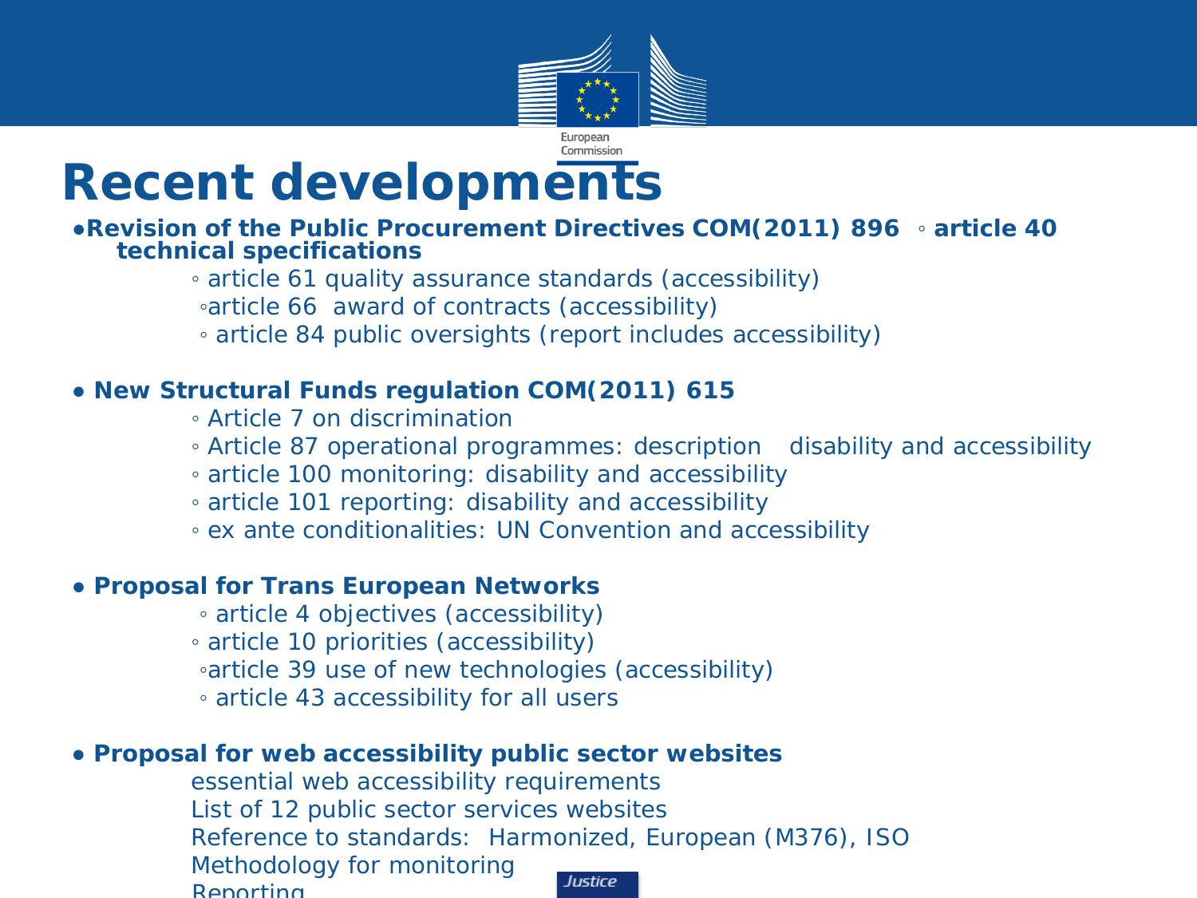# Recent developments

- **Revision of the Public Procurement Directives COM(2011) 896**
  - **article 40 technical specifications**
  - article 61 quality assurance standards (accessibility)
  - article 66 award of contracts (accessibility)
  - article 84 public oversights (report includes accessibility)

- **New Structural Funds regulation COM(2011) 615**
  - Article 7 on discrimination
  - Article 87 operational programmes: description disability and accessibility
  - article 100 monitoring: disability and accessibility
  - article 101 reporting: disability and accessibility
  - ex ante conditionalities: UN Convention and accessibility

- **Proposal for Trans European Networks**
  - article 4 objectives (accessibility)
  - article 10 priorities (accessibility)
  - article 39 use of new technologies (accessibility)
  - article 43 accessibility for all users

- **Proposal for web accessibility public sector websites**

  essential web accessibility requirements
  List of 12 public sector services websites
  Reference to standards: Harmonized, European (M376), ISO
  Methodology for monitoring
  Reporting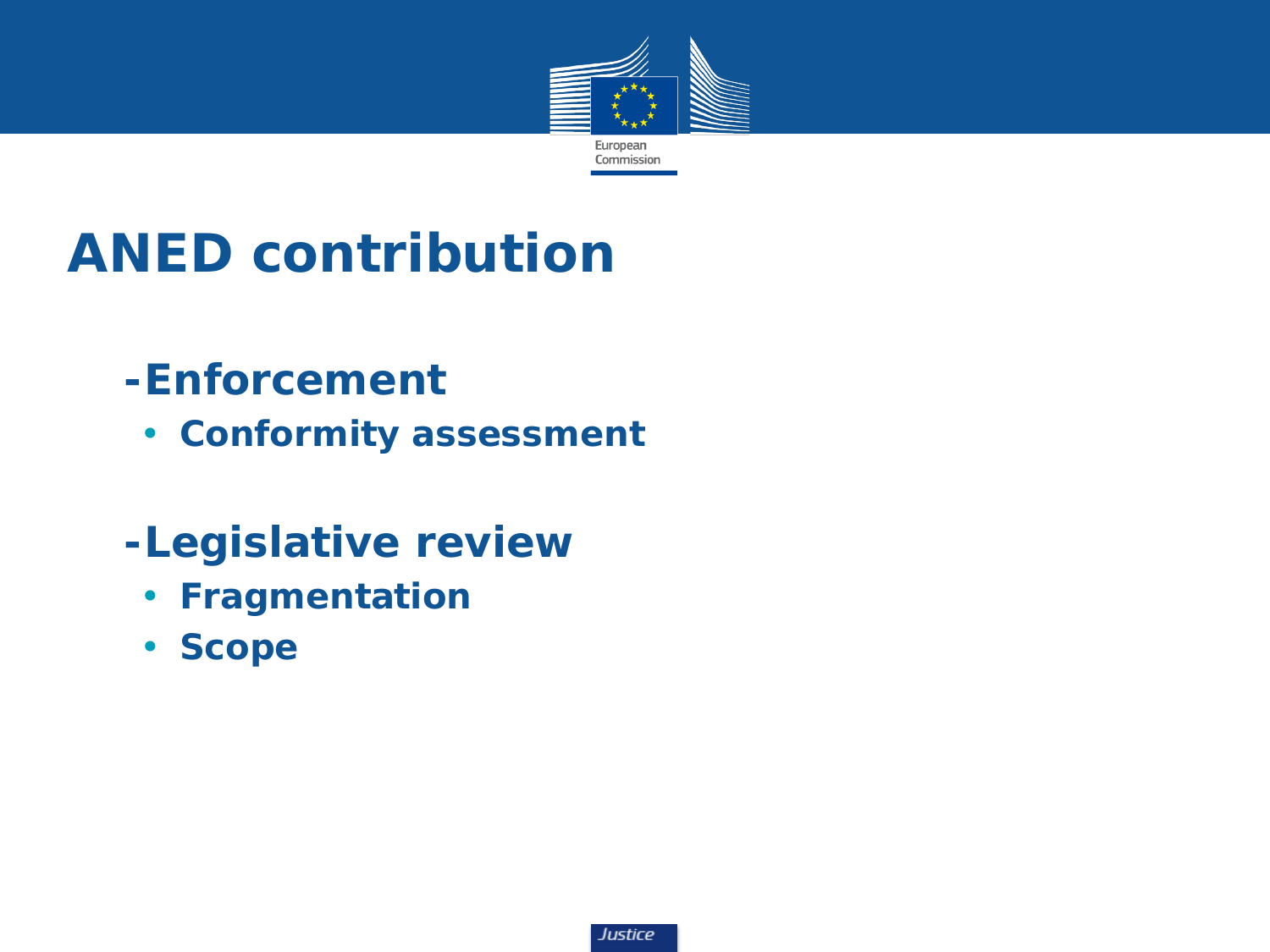# ANED contribution

- **Enforcement**
  - **Conformity assessment**

- **Legislative review**
  - **Fragmentation**
  - **Scope**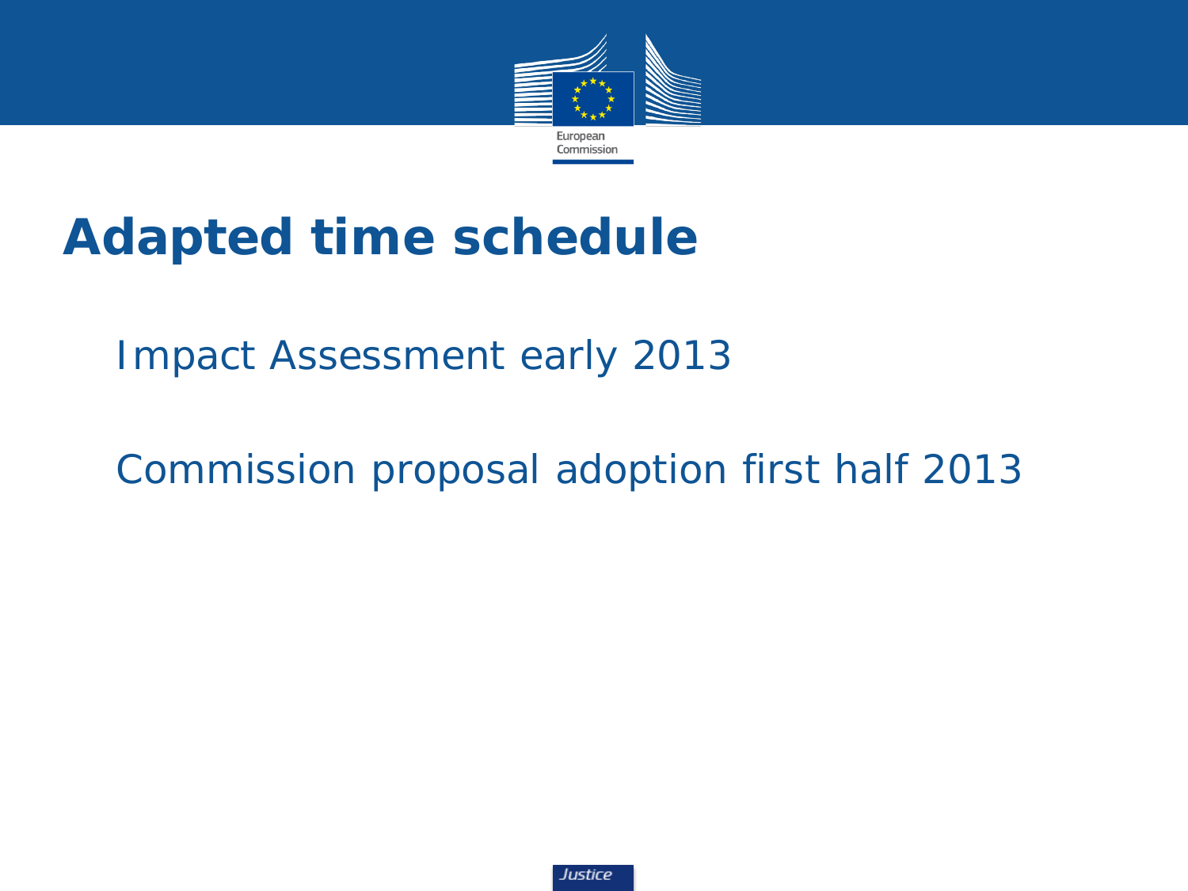# Adapted time schedule

Impact Assessment early 2013

Commission proposal adoption first half 2013